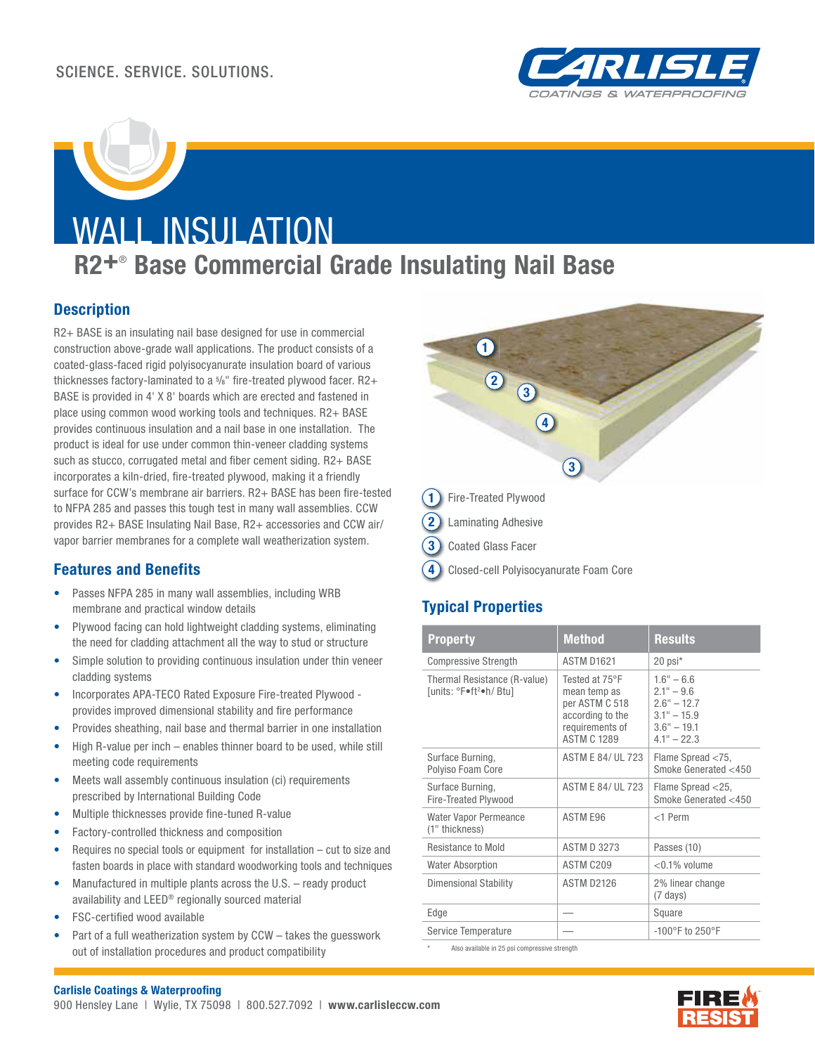SCIENCE. SERVICE. SOLUTIONS.

# WALL INSULATION

## R2+® Base Commercial Grade Insulating Nail Base

### Description

R2+ BASE is an insulating nail base designed for use in commercial construction above-grade wall applications. The product consists of a coated-glass-faced rigid polyisocyanurate insulation board of various thicknesses factory-laminated to a ⅝" fire-treated plywood facer. R2+ BASE is provided in 4' X 8' boards which are erected and fastened in place using common wood working tools and techniques. R2+ BASE provides continuous insulation and a nail base in one installation. The product is ideal for use under common thin-veneer cladding systems such as stucco, corrugated metal and fiber cement siding. R2+ BASE incorporates a kiln-dried, fire-treated plywood, making it a friendly surface for CCW's membrane air barriers. R2+ BASE has been fire-tested to NFPA 285 and passes this tough test in many wall assemblies. CCW provides R2+ BASE Insulating Nail Base, R2+ accessories and CCW air/vapor barrier membranes for a complete wall weatherization system.

### Features and Benefits

- Passes NFPA 285 in many wall assemblies, including WRB membrane and practical window details
- Plywood facing can hold lightweight cladding systems, eliminating the need for cladding attachment all the way to stud or structure
- Simple solution to providing continuous insulation under thin veneer cladding systems
- Incorporates APA-TECO Rated Exposure Fire-treated Plywood - provides improved dimensional stability and fire performance
- Provides sheathing, nail base and thermal barrier in one installation
- High R-value per inch – enables thinner board to be used, while still meeting code requirements
- Meets wall assembly continuous insulation (ci) requirements prescribed by International Building Code
- Multiple thicknesses provide fine-tuned R-value
- Factory-controlled thickness and composition
- Requires no special tools or equipment for installation – cut to size and fasten boards in place with standard woodworking tools and techniques
- Manufactured in multiple plants across the U.S. – ready product availability and LEED® regionally sourced material
- FSC-certified wood available
- Part of a full weatherization system by CCW – takes the guesswork out of installation procedures and product compatibility

1. Fire-Treated Plywood
2. Laminating Adhesive
3. Coated Glass Facer
4. Closed-cell Polyisocyanurate Foam Core

### Typical Properties

| Property | Method | Results |
|---|---|---|
| Compressive Strength | ASTM D1621 | 20 psi* |
| Thermal Resistance (R-value) [units: °F•ft²•h/ Btu] | Tested at 75°F mean temp as per ASTM C 518 according to the requirements of ASTM C 1289 | 1.6" – 6.6<br>2.1" – 9.6<br>2.6" – 12.7<br>3.1" – 15.9<br>3.6" – 19.1<br>4.1" – 22.3 |
| Surface Burning, Polyiso Foam Core | ASTM E 84/ UL 723 | Flame Spread <75, Smoke Generated <450 |
| Surface Burning, Fire-Treated Plywood | ASTM E 84/ UL 723 | Flame Spread <25, Smoke Generated <450 |
| Water Vapor Permeance (1" thickness) | ASTM E96 | <1 Perm |
| Resistance to Mold | ASTM D 3273 | Passes (10) |
| Water Absorption | ASTM C209 | <0.1% volume |
| Dimensional Stability | ASTM D2126 | 2% linear change (7 days) |
| Edge | — | Square |
| Service Temperature | — | -100°F to 250°F |

\* Also available in 25 psi compressive strength

**Carlisle Coatings & Waterproofing**
900 Hensley Lane | Wylie, TX 75098 | 800.527.7092 | **www.carlisleccw.com**

FIRE RESIST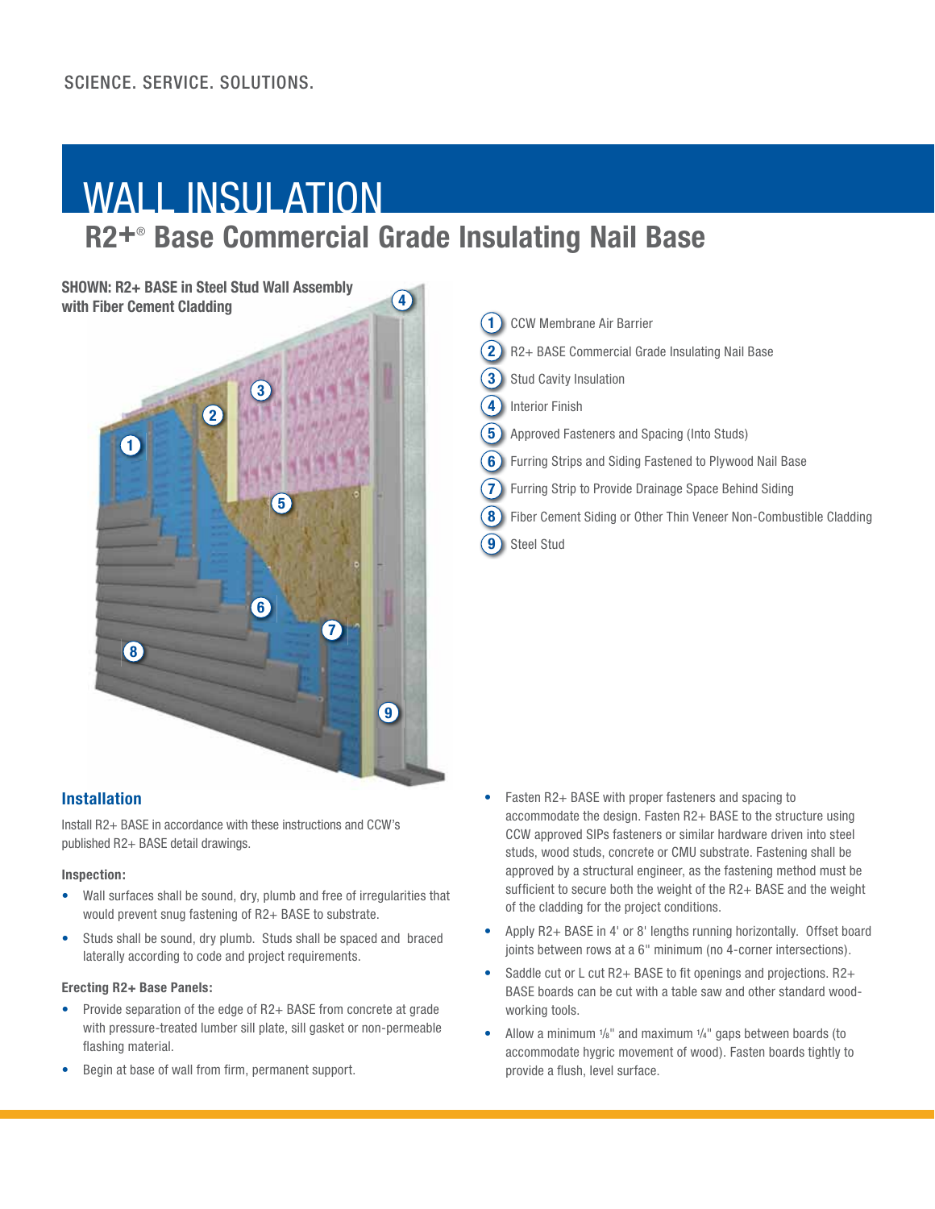SCIENCE. SERVICE. SOLUTIONS.

# WALL INSULATION

## R2+® Base Commercial Grade Insulating Nail Base

**SHOWN: R2+ BASE in Steel Stud Wall Assembly with Fiber Cement Cladding**

1. CCW Membrane Air Barrier
2. R2+ BASE Commercial Grade Insulating Nail Base
3. Stud Cavity Insulation
4. Interior Finish
5. Approved Fasteners and Spacing (Into Studs)
6. Furring Strips and Siding Fastened to Plywood Nail Base
7. Furring Strip to Provide Drainage Space Behind Siding
8. Fiber Cement Siding or Other Thin Veneer Non-Combustible Cladding
9. Steel Stud

### Installation

Install R2+ BASE in accordance with these instructions and CCW's published R2+ BASE detail drawings.

**Inspection:**

- Wall surfaces shall be sound, dry, plumb and free of irregularities that would prevent snug fastening of R2+ BASE to substrate.
- Studs shall be sound, dry plumb. Studs shall be spaced and braced laterally according to code and project requirements.

**Erecting R2+ Base Panels:**

- Provide separation of the edge of R2+ BASE from concrete at grade with pressure-treated lumber sill plate, sill gasket or non-permeable flashing material.
- Begin at base of wall from firm, permanent support.
- Fasten R2+ BASE with proper fasteners and spacing to accommodate the design. Fasten R2+ BASE to the structure using CCW approved SIPs fasteners or similar hardware driven into steel studs, wood studs, concrete or CMU substrate. Fastening shall be approved by a structural engineer, as the fastening method must be sufficient to secure both the weight of the R2+ BASE and the weight of the cladding for the project conditions.
- Apply R2+ BASE in 4' or 8' lengths running horizontally. Offset board joints between rows at a 6" minimum (no 4-corner intersections).
- Saddle cut or L cut R2+ BASE to fit openings and projections. R2+ BASE boards can be cut with a table saw and other standard wood-working tools.
- Allow a minimum 1/8" and maximum 1/4" gaps between boards (to accommodate hygric movement of wood). Fasten boards tightly to provide a flush, level surface.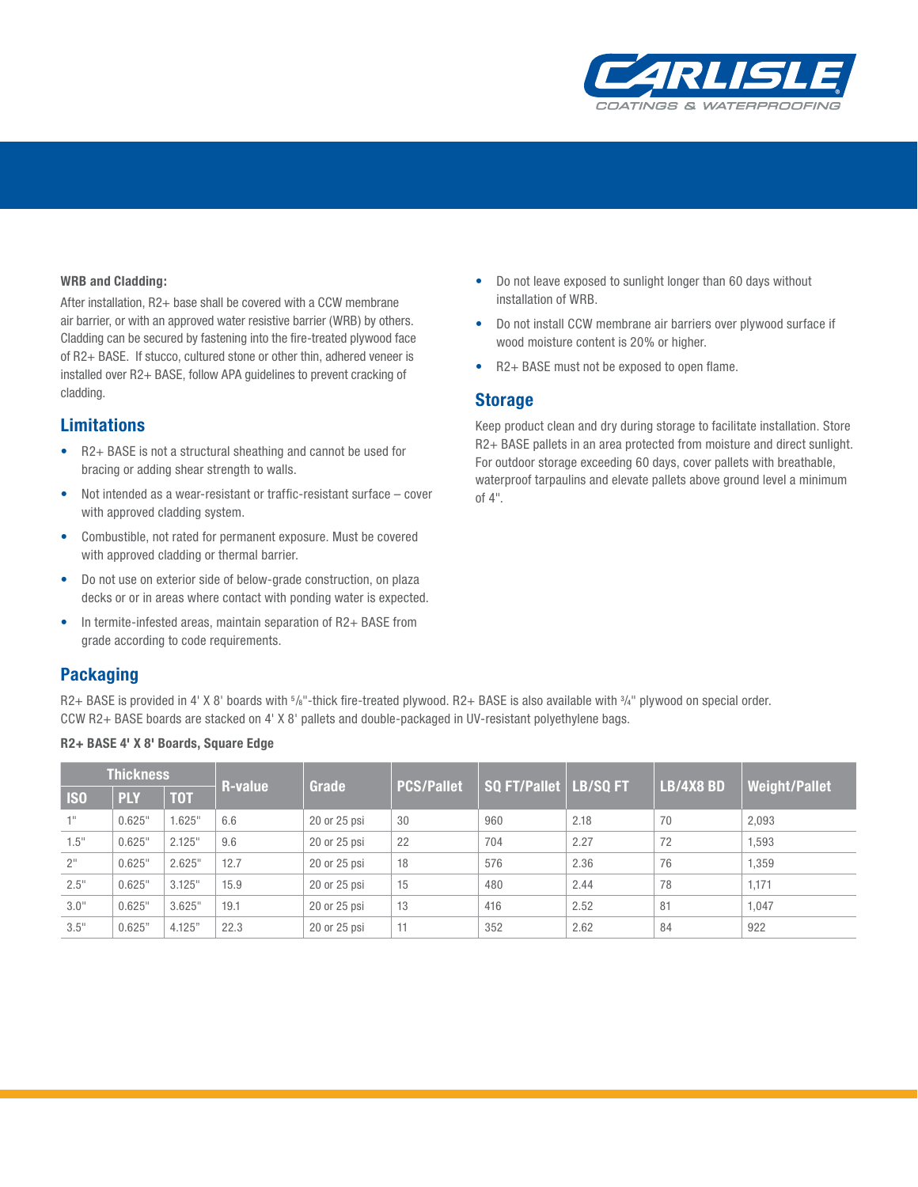**WRB and Cladding:**

After installation, R2+ base shall be covered with a CCW membrane air barrier, or with an approved water resistive barrier (WRB) by others. Cladding can be secured by fastening into the fire-treated plywood face of R2+ BASE. If stucco, cultured stone or other thin, adhered veneer is installed over R2+ BASE, follow APA guidelines to prevent cracking of cladding.

## Limitations

- R2+ BASE is not a structural sheathing and cannot be used for bracing or adding shear strength to walls.
- Not intended as a wear-resistant or traffic-resistant surface – cover with approved cladding system.
- Combustible, not rated for permanent exposure. Must be covered with approved cladding or thermal barrier.
- Do not use on exterior side of below-grade construction, on plaza decks or or in areas where contact with ponding water is expected.
- In termite-infested areas, maintain separation of R2+ BASE from grade according to code requirements.
- Do not leave exposed to sunlight longer than 60 days without installation of WRB.
- Do not install CCW membrane air barriers over plywood surface if wood moisture content is 20% or higher.
- R2+ BASE must not be exposed to open flame.

## Storage

Keep product clean and dry during storage to facilitate installation. Store R2+ BASE pallets in an area protected from moisture and direct sunlight. For outdoor storage exceeding 60 days, cover pallets with breathable, waterproof tarpaulins and elevate pallets above ground level a minimum of 4".

## Packaging

R2+ BASE is provided in 4' X 8' boards with ⅝"-thick fire-treated plywood. R2+ BASE is also available with ¾" plywood on special order. CCW R2+ BASE boards are stacked on 4' X 8' pallets and double-packaged in UV-resistant polyethylene bags.

**R2+ BASE 4' X 8' Boards, Square Edge**

| Thickness | | | R-value | Grade | PCS/Pallet | SQ FT/Pallet | LB/SQ FT | LB/4X8 BD | Weight/Pallet |
|---|---|---|---|---|---|---|---|---|---|
| ISO | PLY | TOT | | | | | | | |
| 1" | 0.625" | 1.625" | 6.6 | 20 or 25 psi | 30 | 960 | 2.18 | 70 | 2,093 |
| 1.5" | 0.625" | 2.125" | 9.6 | 20 or 25 psi | 22 | 704 | 2.27 | 72 | 1,593 |
| 2" | 0.625" | 2.625" | 12.7 | 20 or 25 psi | 18 | 576 | 2.36 | 76 | 1,359 |
| 2.5" | 0.625" | 3.125" | 15.9 | 20 or 25 psi | 15 | 480 | 2.44 | 78 | 1,171 |
| 3.0" | 0.625" | 3.625" | 19.1 | 20 or 25 psi | 13 | 416 | 2.52 | 81 | 1,047 |
| 3.5" | 0.625" | 4.125" | 22.3 | 20 or 25 psi | 11 | 352 | 2.62 | 84 | 922 |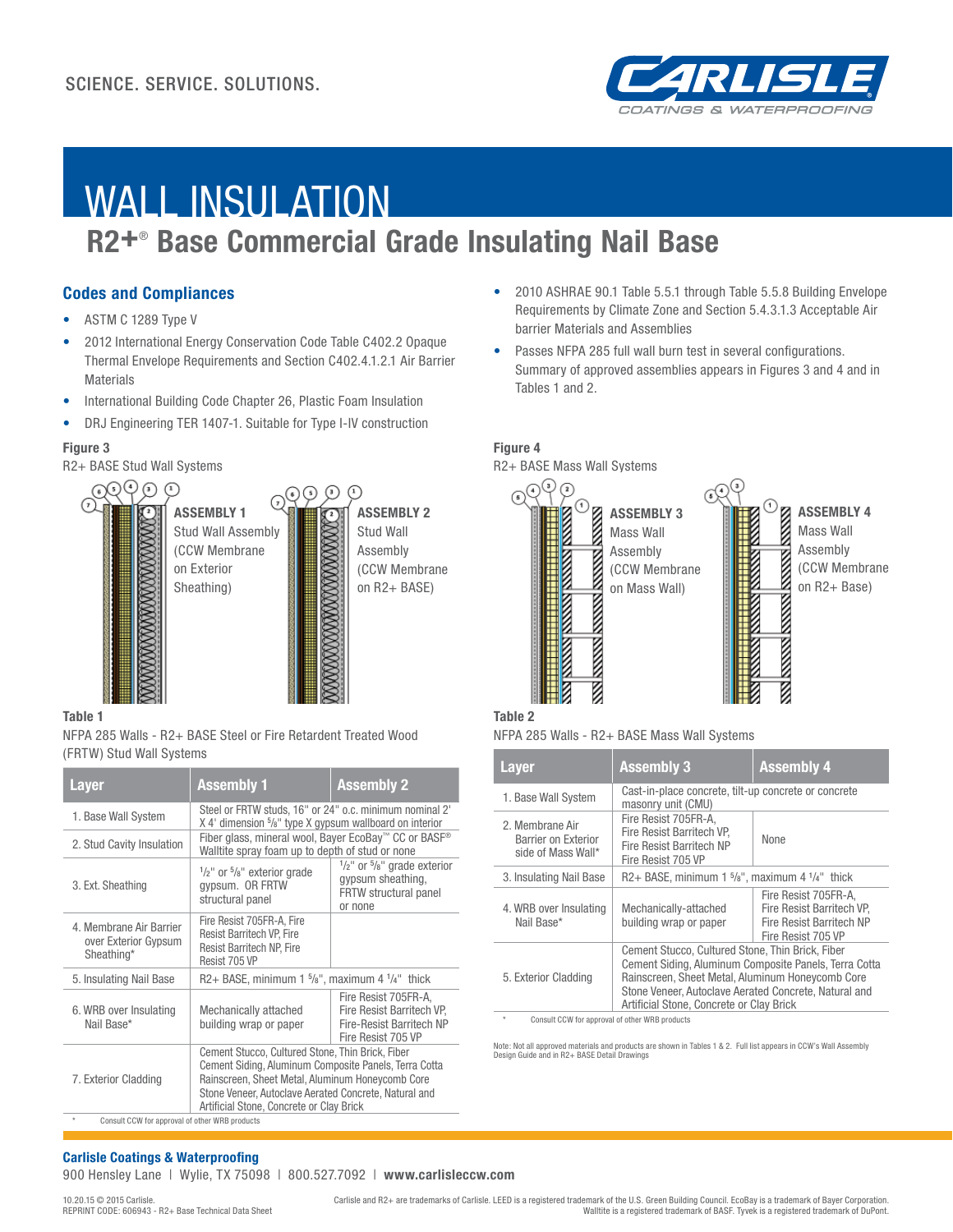SCIENCE. SERVICE. SOLUTIONS.

# WALL INSULATION

## R2+® Base Commercial Grade Insulating Nail Base

### Codes and Compliances

- ASTM C 1289 Type V
- 2012 International Energy Conservation Code Table C402.2 Opaque Thermal Envelope Requirements and Section C402.4.1.2.1 Air Barrier Materials
- International Building Code Chapter 26, Plastic Foam Insulation
- DRJ Engineering TER 1407-1. Suitable for Type I-IV construction
- 2010 ASHRAE 90.1 Table 5.5.1 through Table 5.5.8 Building Envelope Requirements by Climate Zone and Section 5.4.3.1.3 Acceptable Air barrier Materials and Assemblies
- Passes NFPA 285 full wall burn test in several configurations. Summary of approved assemblies appears in Figures 3 and 4 and in Tables 1 and 2.

**Figure 3**

R2+ BASE Stud Wall Systems

7 6 5 4 3 1 2

**ASSEMBLY 1** Stud Wall Assembly (CCW Membrane on Exterior Sheathing)

7 6 5 3 1 2

**ASSEMBLY 2** Stud Wall Assembly (CCW Membrane on R2+ BASE)

**Table 1**

NFPA 285 Walls - R2+ BASE Steel or Fire Retardent Treated Wood (FRTW) Stud Wall Systems

| Layer | Assembly 1 | Assembly 2 |
|---|---|---|
| 1. Base Wall System | Steel or FRTW studs, 16" or 24" o.c. minimum nominal 2' X 4' dimension 5/8" type X gypsum wallboard on interior | |
| 2. Stud Cavity Insulation | Fiber glass, mineral wool, Bayer EcoBay™ CC or BASF® Walltite spray foam up to depth of stud or none | |
| 3. Ext. Sheathing | 1/2" or 5/8" exterior grade gypsum. OR FRTW structural panel | 1/2" or 5/8" grade exterior gypsum sheathing, FRTW structural panel or none |
| 4. Membrane Air Barrier over Exterior Gypsum Sheathing* | Fire Resist 705FR-A, Fire Resist Barritech VP, Fire Resist Barritech NP, Fire Resist 705 VP | |
| 5. Insulating Nail Base | R2+ BASE, minimum 1 5/8", maximum 4 1/4" thick | |
| 6. WRB over Insulating Nail Base* | Mechanically attached building wrap or paper | Fire Resist 705FR-A, Fire Resist Barritech VP, Fire-Resist Barritech NP Fire Resist 705 VP |
| 7. Exterior Cladding | Cement Stucco, Cultured Stone, Thin Brick, Fiber Cement Siding, Aluminum Composite Panels, Terra Cotta Rainscreen, Sheet Metal, Aluminum Honeycomb Core Stone Veneer, Autoclave Aerated Concrete, Natural and Artificial Stone, Concrete or Clay Brick | |

\* Consult CCW for approval of other WRB products

**Figure 4**

R2+ BASE Mass Wall Systems

6 4 3 2 1

**ASSEMBLY 3** Mass Wall Assembly (CCW Membrane on Mass Wall)

6 4 3 1

**ASSEMBLY 4** Mass Wall Assembly (CCW Membrane on R2+ Base)

**Table 2**

NFPA 285 Walls - R2+ BASE Mass Wall Systems

| Layer | Assembly 3 | Assembly 4 |
|---|---|---|
| 1. Base Wall System | Cast-in-place concrete, tilt-up concrete or concrete masonry unit (CMU) | |
| 2. Membrane Air Barrier on Exterior side of Mass Wall* | Fire Resist 705FR-A, Fire Resist Barritech VP, Fire Resist Barritech NP Fire Resist 705 VP | None |
| 3. Insulating Nail Base | R2+ BASE, minimum 1 5/8", maximum 4 1/4" thick | |
| 4. WRB over Insulating Nail Base* | Mechanically-attached building wrap or paper | Fire Resist 705FR-A, Fire Resist Barritech VP, Fire Resist Barritech NP Fire Resist 705 VP |
| 5. Exterior Cladding | Cement Stucco, Cultured Stone, Thin Brick, Fiber Cement Siding, Aluminum Composite Panels, Terra Cotta Rainscreen, Sheet Metal, Aluminum Honeycomb Core Stone Veneer, Autoclave Aerated Concrete, Natural and Artificial Stone, Concrete or Clay Brick | |

\* Consult CCW for approval of other WRB products

Note: Not all approved materials and products are shown in Tables 1 & 2. Full list appears in CCW's Wall Assembly Design Guide and in R2+ BASE Detail Drawings

**Carlisle Coatings & Waterproofing**

900 Hensley Lane | Wylie, TX 75098 | 800.527.7092 | **www.carlisleccw.com**

10.20.15 © 2015 Carlisle.
REPRINT CODE: 606943 - R2+ Base Technical Data Sheet

Carlisle and R2+ are trademarks of Carlisle. LEED is a registered trademark of the U.S. Green Building Council. EcoBay is a trademark of Bayer Corporation. Walltite is a registered trademark of BASF. Tyvek is a registered trademark of DuPont.